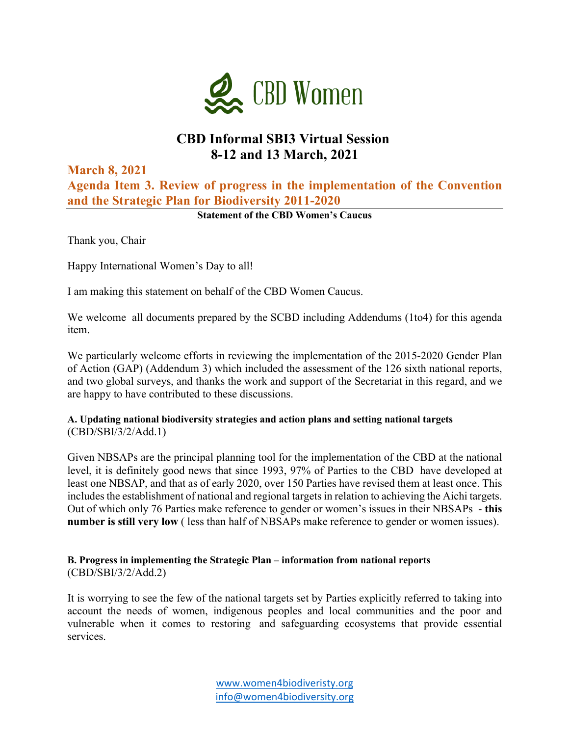CBD Women

# CBD Informal SBI3 Virtual Session
# 8-12 and 13 March, 2021

## March 8, 2021
## Agenda Item 3. Review of progress in the implementation of the Convention and the Strategic Plan for Biodiversity 2011-2020

**Statement of the CBD Women's Caucus**

Thank you, Chair

Happy International Women's Day to all!

I am making this statement on behalf of the CBD Women Caucus.

We welcome all documents prepared by the SCBD including Addendums (1to4) for this agenda item.

We particularly welcome efforts in reviewing the implementation of the 2015-2020 Gender Plan of Action (GAP) (Addendum 3) which included the assessment of the 126 sixth national reports, and two global surveys, and thanks the work and support of the Secretariat in this regard, and we are happy to have contributed to these discussions.

**A. Updating national biodiversity strategies and action plans and setting national targets** (CBD/SBI/3/2/Add.1)

Given NBSAPs are the principal planning tool for the implementation of the CBD at the national level, it is definitely good news that since 1993, 97% of Parties to the CBD have developed at least one NBSAP, and that as of early 2020, over 150 Parties have revised them at least once. This includes the establishment of national and regional targets in relation to achieving the Aichi targets. Out of which only 76 Parties make reference to gender or women's issues in their NBSAPs - **this number is still very low** ( less than half of NBSAPs make reference to gender or women issues).

**B. Progress in implementing the Strategic Plan – information from national reports** (CBD/SBI/3/2/Add.2)

It is worrying to see the few of the national targets set by Parties explicitly referred to taking into account the needs of women, indigenous peoples and local communities and the poor and vulnerable when it comes to restoring and safeguarding ecosystems that provide essential services.

www.women4biodiveristy.org
info@women4biodiversity.org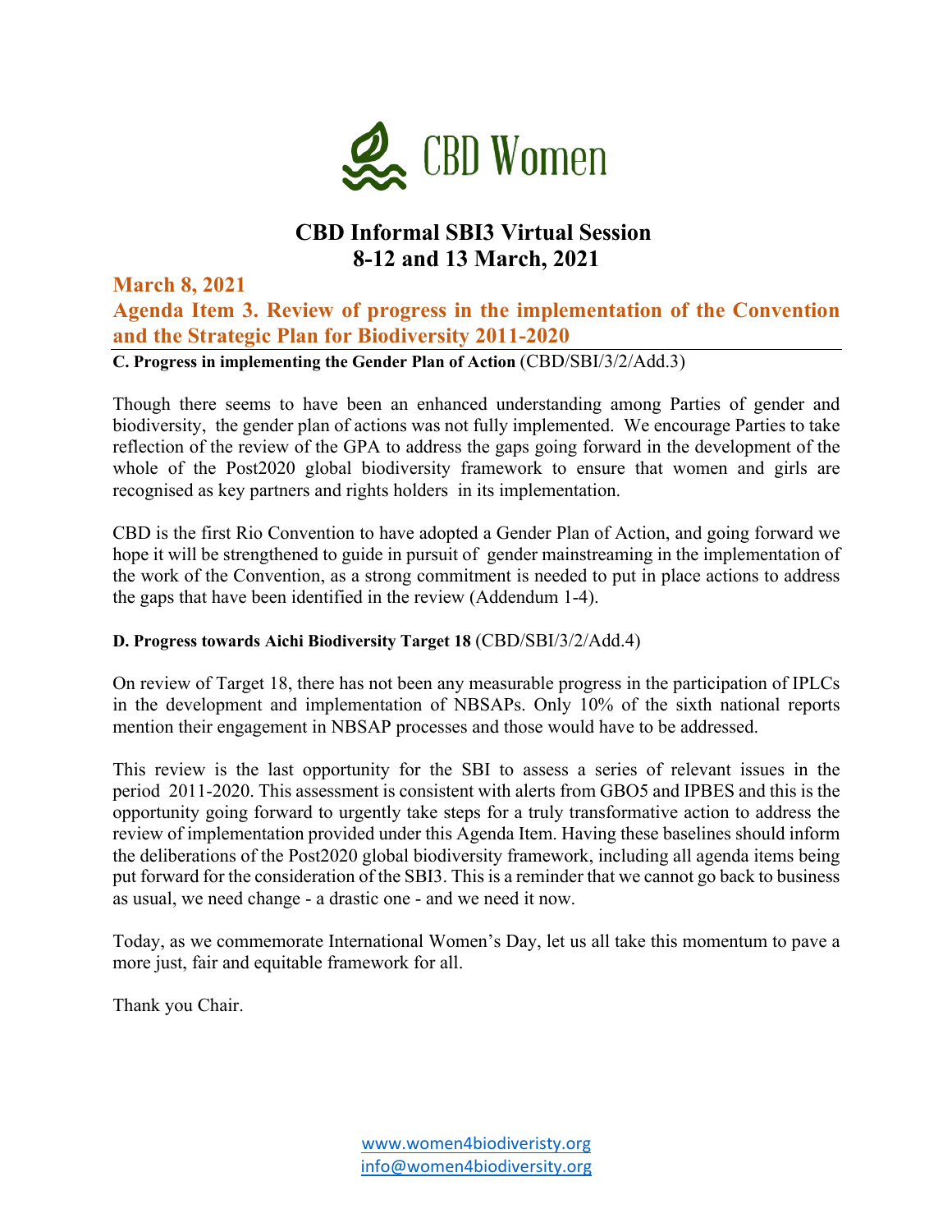# CBD Informal SBI3 Virtual Session
# 8-12 and 13 March, 2021

## March 8, 2021

## Agenda Item 3. Review of progress in the implementation of the Convention and the Strategic Plan for Biodiversity 2011-2020

**C. Progress in implementing the Gender Plan of Action** (CBD/SBI/3/2/Add.3)

Though there seems to have been an enhanced understanding among Parties of gender and biodiversity, the gender plan of actions was not fully implemented. We encourage Parties to take reflection of the review of the GPA to address the gaps going forward in the development of the whole of the Post2020 global biodiversity framework to ensure that women and girls are recognised as key partners and rights holders in its implementation.

CBD is the first Rio Convention to have adopted a Gender Plan of Action, and going forward we hope it will be strengthened to guide in pursuit of gender mainstreaming in the implementation of the work of the Convention, as a strong commitment is needed to put in place actions to address the gaps that have been identified in the review (Addendum 1-4).

**D. Progress towards Aichi Biodiversity Target 18** (CBD/SBI/3/2/Add.4)

On review of Target 18, there has not been any measurable progress in the participation of IPLCs in the development and implementation of NBSAPs. Only 10% of the sixth national reports mention their engagement in NBSAP processes and those would have to be addressed.

This review is the last opportunity for the SBI to assess a series of relevant issues in the period 2011-2020. This assessment is consistent with alerts from GBO5 and IPBES and this is the opportunity going forward to urgently take steps for a truly transformative action to address the review of implementation provided under this Agenda Item. Having these baselines should inform the deliberations of the Post2020 global biodiversity framework, including all agenda items being put forward for the consideration of the SBI3. This is a reminder that we cannot go back to business as usual, we need change - a drastic one - and we need it now.

Today, as we commemorate International Women's Day, let us all take this momentum to pave a more just, fair and equitable framework for all.

Thank you Chair.

www.women4biodiveristy.org
info@women4biodiversity.org